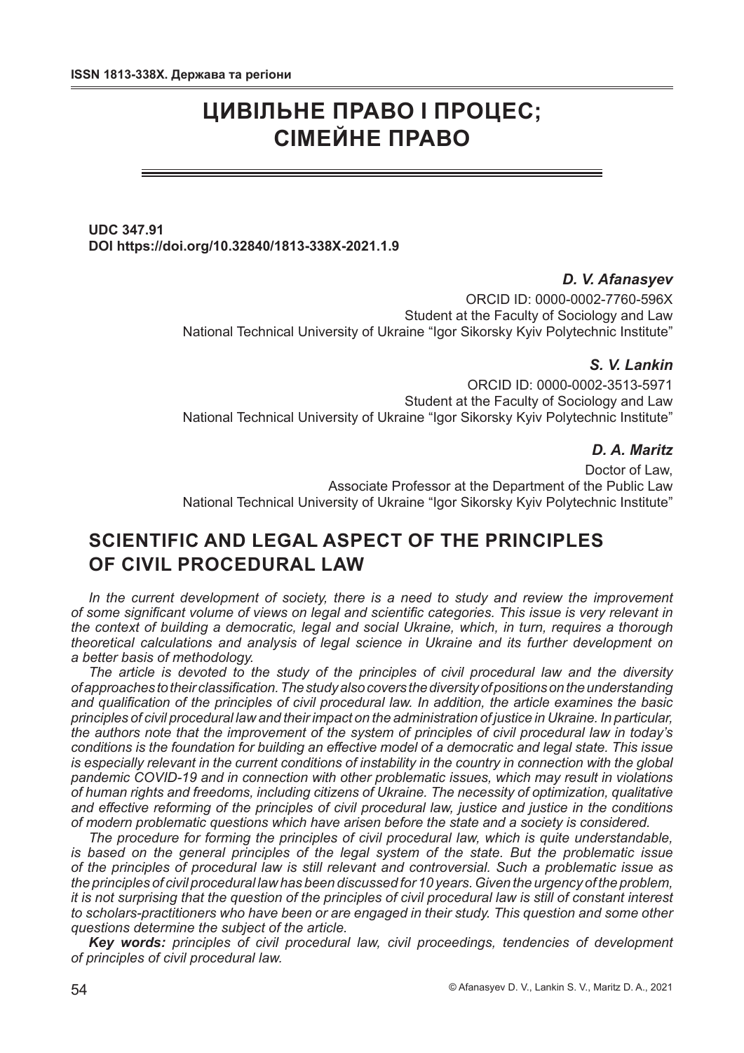# ЦИВІЛЬНЕ ПРАВО І ПРОЦЕС; СІМЕЙНЕ ПРАВО

**UDC 347.91**
**DOI https://doi.org/10.32840/1813-338X-2021.1.9**

***D. V. Afanasyev***
ORCID ID: 0000-0002-7760-596X
Student at the Faculty of Sociology and Law
National Technical University of Ukraine "Igor Sikorsky Kyiv Polytechnic Institute"

***S. V. Lankin***
ORCID ID: 0000-0002-3513-5971
Student at the Faculty of Sociology and Law
National Technical University of Ukraine "Igor Sikorsky Kyiv Polytechnic Institute"

***D. A. Maritz***
Doctor of Law,
Associate Professor at the Department of the Public Law
National Technical University of Ukraine "Igor Sikorsky Kyiv Polytechnic Institute"

## SCIENTIFIC AND LEGAL ASPECT OF THE PRINCIPLES OF CIVIL PROCEDURAL LAW

*In the current development of society, there is a need to study and review the improvement of some significant volume of views on legal and scientific categories. This issue is very relevant in the context of building a democratic, legal and social Ukraine, which, in turn, requires a thorough theoretical calculations and analysis of legal science in Ukraine and its further development on a better basis of methodology.*

*The article is devoted to the study of the principles of civil procedural law and the diversity of approaches to their classification. The study also covers the diversity of positions on the understanding and qualification of the principles of civil procedural law. In addition, the article examines the basic principles of civil procedural law and their impact on the administration of justice in Ukraine. In particular, the authors note that the improvement of the system of principles of civil procedural law in today's conditions is the foundation for building an effective model of a democratic and legal state. This issue is especially relevant in the current conditions of instability in the country in connection with the global pandemic COVID-19 and in connection with other problematic issues, which may result in violations of human rights and freedoms, including citizens of Ukraine. The necessity of optimization, qualitative and effective reforming of the principles of civil procedural law, justice and justice in the conditions of modern problematic questions which have arisen before the state and a society is considered.*

*The procedure for forming the principles of civil procedural law, which is quite understandable, is based on the general principles of the legal system of the state. But the problematic issue of the principles of procedural law is still relevant and controversial. Such a problematic issue as the principles of civil procedural law has been discussed for 10 years. Given the urgency of the problem, it is not surprising that the question of the principles of civil procedural law is still of constant interest to scholars-practitioners who have been or are engaged in their study. This question and some other questions determine the subject of the article.*

***Key words:*** *principles of civil procedural law, civil proceedings, tendencies of development of principles of civil procedural law.*

© Afanasyev D. V., Lankin S. V., Maritz D. A., 2021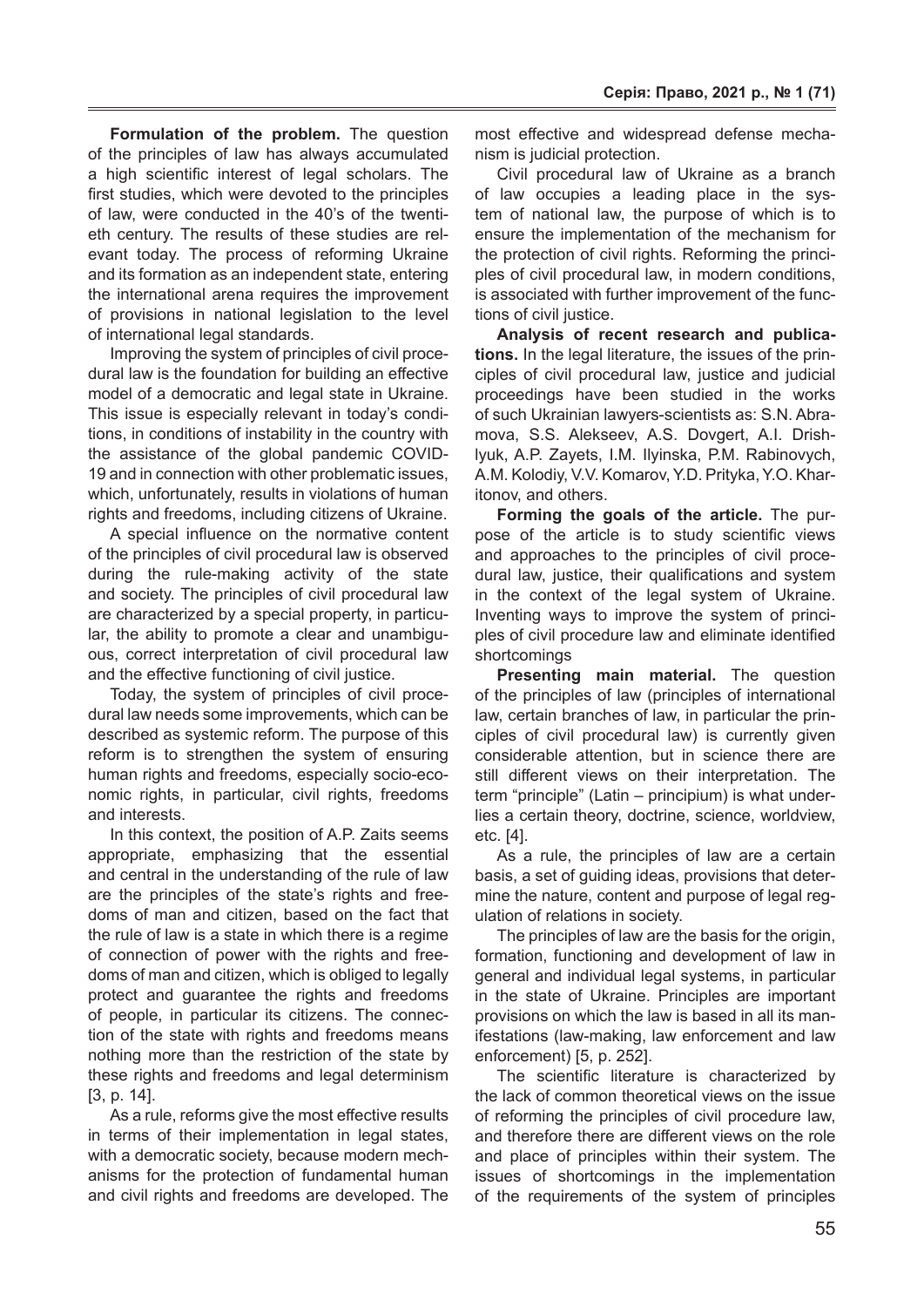**Formulation of the problem.** The question of the principles of law has always accumulated a high scientific interest of legal scholars. The first studies, which were devoted to the principles of law, were conducted in the 40's of the twentieth century. The results of these studies are relevant today. The process of reforming Ukraine and its formation as an independent state, entering the international arena requires the improvement of provisions in national legislation to the level of international legal standards.

Improving the system of principles of civil procedural law is the foundation for building an effective model of a democratic and legal state in Ukraine. This issue is especially relevant in today's conditions, in conditions of instability in the country with the assistance of the global pandemic COVID-19 and in connection with other problematic issues, which, unfortunately, results in violations of human rights and freedoms, including citizens of Ukraine.

A special influence on the normative content of the principles of civil procedural law is observed during the rule-making activity of the state and society. The principles of civil procedural law are characterized by a special property, in particular, the ability to promote a clear and unambiguous, correct interpretation of civil procedural law and the effective functioning of civil justice.

Today, the system of principles of civil procedural law needs some improvements, which can be described as systemic reform. The purpose of this reform is to strengthen the system of ensuring human rights and freedoms, especially socio-economic rights, in particular, civil rights, freedoms and interests.

In this context, the position of A.P. Zaits seems appropriate, emphasizing that the essential and central in the understanding of the rule of law are the principles of the state's rights and freedoms of man and citizen, based on the fact that the rule of law is a state in which there is a regime of connection of power with the rights and freedoms of man and citizen, which is obliged to legally protect and guarantee the rights and freedoms of people, in particular its citizens. The connection of the state with rights and freedoms means nothing more than the restriction of the state by these rights and freedoms and legal determinism [3, p. 14].

As a rule, reforms give the most effective results in terms of their implementation in legal states, with a democratic society, because modern mechanisms for the protection of fundamental human and civil rights and freedoms are developed. The most effective and widespread defense mechanism is judicial protection.

Civil procedural law of Ukraine as a branch of law occupies a leading place in the system of national law, the purpose of which is to ensure the implementation of the mechanism for the protection of civil rights. Reforming the principles of civil procedural law, in modern conditions, is associated with further improvement of the functions of civil justice.

**Analysis of recent research and publications.** In the legal literature, the issues of the principles of civil procedural law, justice and judicial proceedings have been studied in the works of such Ukrainian lawyers-scientists as: S.N. Abramova, S.S. Alekseev, A.S. Dovgert, A.I. Drishlyuk, A.P. Zayets, I.M. Ilyinska, P.M. Rabinovych, A.M. Kolodiy, V.V. Komarov, Y.D. Prityka, Y.O. Kharitonov, and others.

**Forming the goals of the article.** The purpose of the article is to study scientific views and approaches to the principles of civil procedural law, justice, their qualifications and system in the context of the legal system of Ukraine. Inventing ways to improve the system of principles of civil procedure law and eliminate identified shortcomings

**Presenting main material.** The question of the principles of law (principles of international law, certain branches of law, in particular the principles of civil procedural law) is currently given considerable attention, but in science there are still different views on their interpretation. The term "principle" (Latin – principium) is what underlies a certain theory, doctrine, science, worldview, etc. [4].

As a rule, the principles of law are a certain basis, a set of guiding ideas, provisions that determine the nature, content and purpose of legal regulation of relations in society.

The principles of law are the basis for the origin, formation, functioning and development of law in general and individual legal systems, in particular in the state of Ukraine. Principles are important provisions on which the law is based in all its manifestations (law-making, law enforcement and law enforcement) [5, p. 252].

The scientific literature is characterized by the lack of common theoretical views on the issue of reforming the principles of civil procedure law, and therefore there are different views on the role and place of principles within their system. The issues of shortcomings in the implementation of the requirements of the system of principles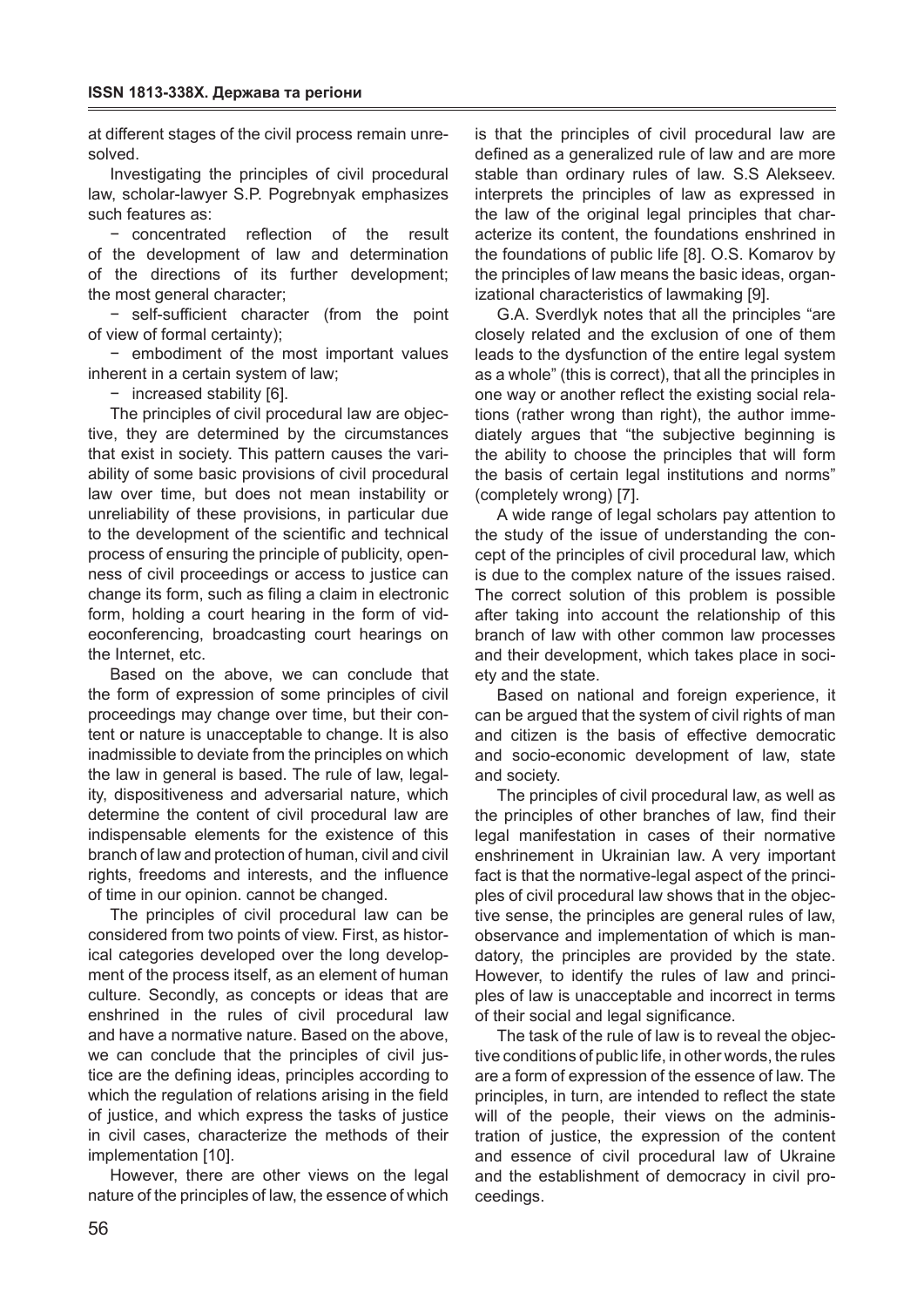at different stages of the civil process remain unresolved.

Investigating the principles of civil procedural law, scholar-lawyer S.P. Pogrebnyak emphasizes such features as:

− concentrated reflection of the result of the development of law and determination of the directions of its further development; the most general character;

− self-sufficient character (from the point of view of formal certainty);

− embodiment of the most important values inherent in a certain system of law;

− increased stability [6].

The principles of civil procedural law are objective, they are determined by the circumstances that exist in society. This pattern causes the variability of some basic provisions of civil procedural law over time, but does not mean instability or unreliability of these provisions, in particular due to the development of the scientific and technical process of ensuring the principle of publicity, openness of civil proceedings or access to justice can change its form, such as filing a claim in electronic form, holding a court hearing in the form of videoconferencing, broadcasting court hearings on the Internet, etc.

Based on the above, we can conclude that the form of expression of some principles of civil proceedings may change over time, but their content or nature is unacceptable to change. It is also inadmissible to deviate from the principles on which the law in general is based. The rule of law, legality, dispositiveness and adversarial nature, which determine the content of civil procedural law are indispensable elements for the existence of this branch of law and protection of human, civil and civil rights, freedoms and interests, and the influence of time in our opinion. cannot be changed.

The principles of civil procedural law can be considered from two points of view. First, as historical categories developed over the long development of the process itself, as an element of human culture. Secondly, as concepts or ideas that are enshrined in the rules of civil procedural law and have a normative nature. Based on the above, we can conclude that the principles of civil justice are the defining ideas, principles according to which the regulation of relations arising in the field of justice, and which express the tasks of justice in civil cases, characterize the methods of their implementation [10].

However, there are other views on the legal nature of the principles of law, the essence of which is that the principles of civil procedural law are defined as a generalized rule of law and are more stable than ordinary rules of law. S.S Alekseev. interprets the principles of law as expressed in the law of the original legal principles that characterize its content, the foundations enshrined in the foundations of public life [8]. O.S. Komarov by the principles of law means the basic ideas, organizational characteristics of lawmaking [9].

G.A. Sverdlyk notes that all the principles "are closely related and the exclusion of one of them leads to the dysfunction of the entire legal system as a whole" (this is correct), that all the principles in one way or another reflect the existing social relations (rather wrong than right), the author immediately argues that "the subjective beginning is the ability to choose the principles that will form the basis of certain legal institutions and norms" (completely wrong) [7].

A wide range of legal scholars pay attention to the study of the issue of understanding the concept of the principles of civil procedural law, which is due to the complex nature of the issues raised. The correct solution of this problem is possible after taking into account the relationship of this branch of law with other common law processes and their development, which takes place in society and the state.

Based on national and foreign experience, it can be argued that the system of civil rights of man and citizen is the basis of effective democratic and socio-economic development of law, state and society.

The principles of civil procedural law, as well as the principles of other branches of law, find their legal manifestation in cases of their normative enshrinement in Ukrainian law. A very important fact is that the normative-legal aspect of the principles of civil procedural law shows that in the objective sense, the principles are general rules of law, observance and implementation of which is mandatory, the principles are provided by the state. However, to identify the rules of law and principles of law is unacceptable and incorrect in terms of their social and legal significance.

The task of the rule of law is to reveal the objective conditions of public life, in other words, the rules are a form of expression of the essence of law. The principles, in turn, are intended to reflect the state will of the people, their views on the administration of justice, the expression of the content and essence of civil procedural law of Ukraine and the establishment of democracy in civil proceedings.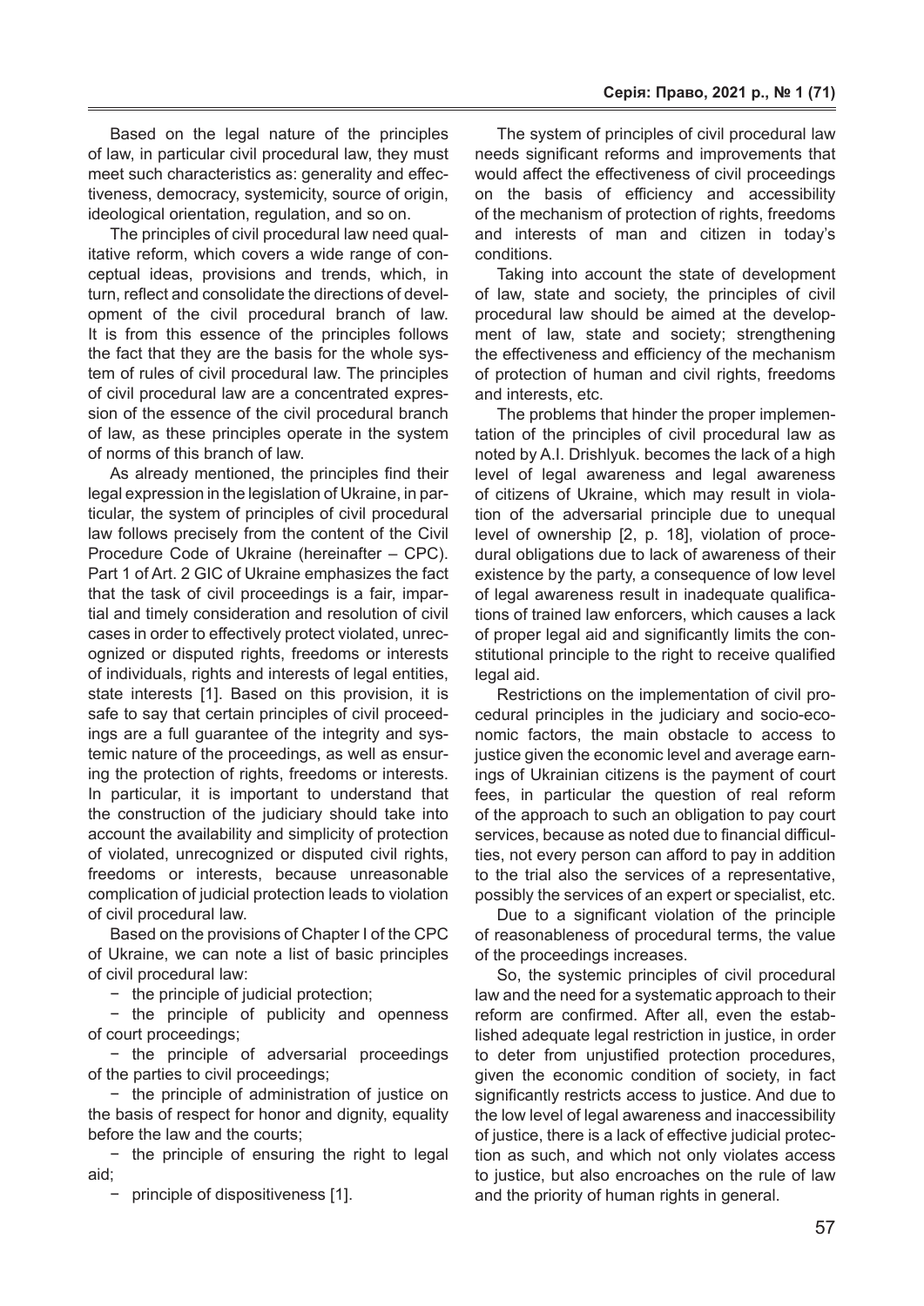Based on the legal nature of the principles of law, in particular civil procedural law, they must meet such characteristics as: generality and effectiveness, democracy, systemicity, source of origin, ideological orientation, regulation, and so on.

The principles of civil procedural law need qualitative reform, which covers a wide range of conceptual ideas, provisions and trends, which, in turn, reflect and consolidate the directions of development of the civil procedural branch of law. It is from this essence of the principles follows the fact that they are the basis for the whole system of rules of civil procedural law. The principles of civil procedural law are a concentrated expression of the essence of the civil procedural branch of law, as these principles operate in the system of norms of this branch of law.

As already mentioned, the principles find their legal expression in the legislation of Ukraine, in particular, the system of principles of civil procedural law follows precisely from the content of the Civil Procedure Code of Ukraine (hereinafter – CPC). Part 1 of Art. 2 GIC of Ukraine emphasizes the fact that the task of civil proceedings is a fair, impartial and timely consideration and resolution of civil cases in order to effectively protect violated, unrecognized or disputed rights, freedoms or interests of individuals, rights and interests of legal entities, state interests [1]. Based on this provision, it is safe to say that certain principles of civil proceedings are a full guarantee of the integrity and systemic nature of the proceedings, as well as ensuring the protection of rights, freedoms or interests. In particular, it is important to understand that the construction of the judiciary should take into account the availability and simplicity of protection of violated, unrecognized or disputed civil rights, freedoms or interests, because unreasonable complication of judicial protection leads to violation of civil procedural law.

Based on the provisions of Chapter I of the CPC of Ukraine, we can note a list of basic principles of civil procedural law:

- the principle of judicial protection;
- the principle of publicity and openness of court proceedings;
- the principle of adversarial proceedings of the parties to civil proceedings;
- the principle of administration of justice on the basis of respect for honor and dignity, equality before the law and the courts;
- the principle of ensuring the right to legal aid;
- principle of dispositiveness [1].

The system of principles of civil procedural law needs significant reforms and improvements that would affect the effectiveness of civil proceedings on the basis of efficiency and accessibility of the mechanism of protection of rights, freedoms and interests of man and citizen in today's conditions.

Taking into account the state of development of law, state and society, the principles of civil procedural law should be aimed at the development of law, state and society; strengthening the effectiveness and efficiency of the mechanism of protection of human and civil rights, freedoms and interests, etc.

The problems that hinder the proper implementation of the principles of civil procedural law as noted by A.I. Drishlyuk. becomes the lack of a high level of legal awareness and legal awareness of citizens of Ukraine, which may result in violation of the adversarial principle due to unequal level of ownership [2, p. 18], violation of procedural obligations due to lack of awareness of their existence by the party, a consequence of low level of legal awareness result in inadequate qualifications of trained law enforcers, which causes a lack of proper legal aid and significantly limits the constitutional principle to the right to receive qualified legal aid.

Restrictions on the implementation of civil procedural principles in the judiciary and socio-economic factors, the main obstacle to access to justice given the economic level and average earnings of Ukrainian citizens is the payment of court fees, in particular the question of real reform of the approach to such an obligation to pay court services, because as noted due to financial difficulties, not every person can afford to pay in addition to the trial also the services of a representative, possibly the services of an expert or specialist, etc.

Due to a significant violation of the principle of reasonableness of procedural terms, the value of the proceedings increases.

So, the systemic principles of civil procedural law and the need for a systematic approach to their reform are confirmed. After all, even the established adequate legal restriction in justice, in order to deter from unjustified protection procedures, given the economic condition of society, in fact significantly restricts access to justice. And due to the low level of legal awareness and inaccessibility of justice, there is a lack of effective judicial protection as such, and which not only violates access to justice, but also encroaches on the rule of law and the priority of human rights in general.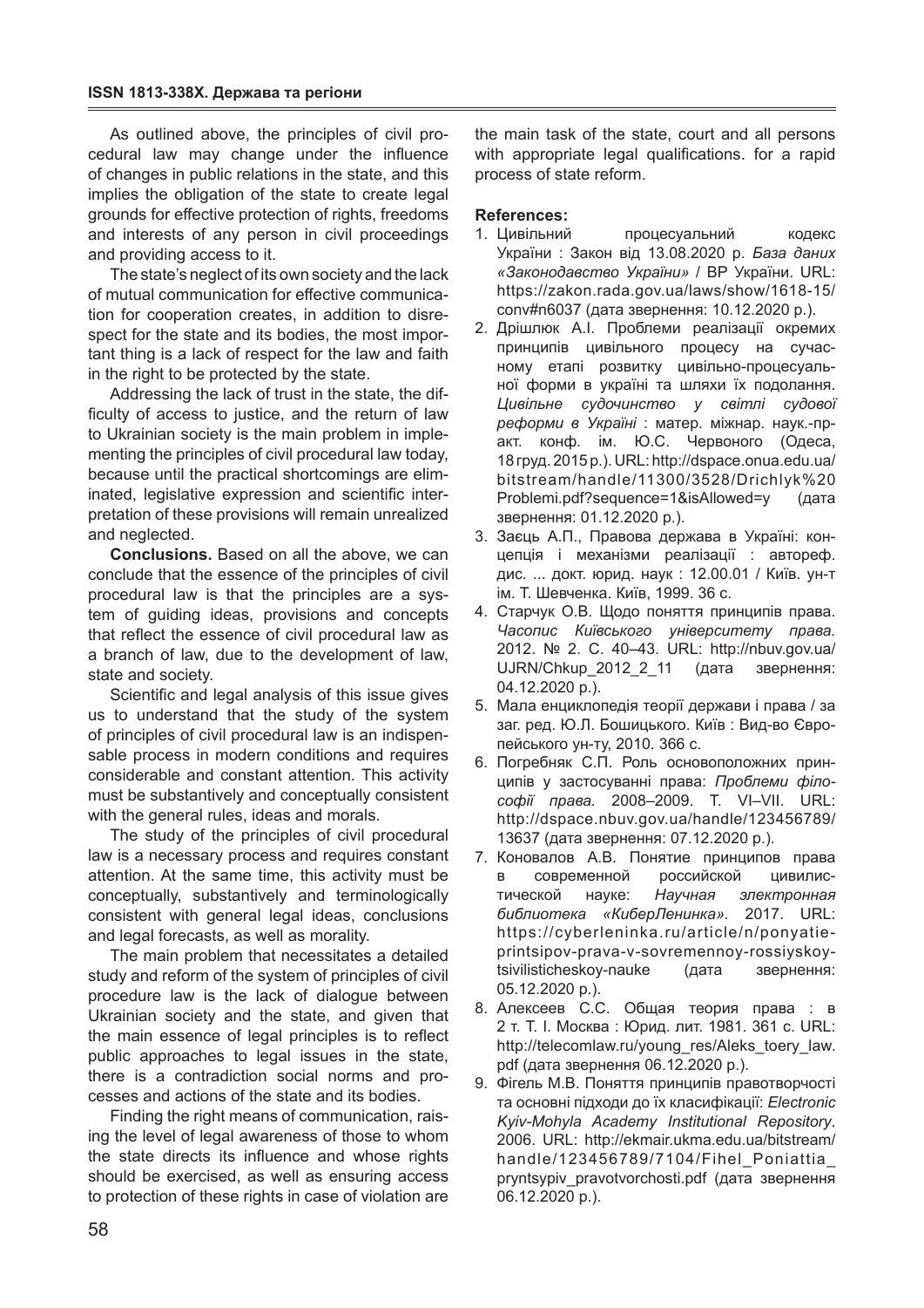As outlined above, the principles of civil procedural law may change under the influence of changes in public relations in the state, and this implies the obligation of the state to create legal grounds for effective protection of rights, freedoms and interests of any person in civil proceedings and providing access to it.

The state's neglect of its own society and the lack of mutual communication for effective communication for cooperation creates, in addition to disrespect for the state and its bodies, the most important thing is a lack of respect for the law and faith in the right to be protected by the state.

Addressing the lack of trust in the state, the difficulty of access to justice, and the return of law to Ukrainian society is the main problem in implementing the principles of civil procedural law today, because until the practical shortcomings are eliminated, legislative expression and scientific interpretation of these provisions will remain unrealized and neglected.

**Conclusions.** Based on all the above, we can conclude that the essence of the principles of civil procedural law is that the principles are a system of guiding ideas, provisions and concepts that reflect the essence of civil procedural law as a branch of law, due to the development of law, state and society.

Scientific and legal analysis of this issue gives us to understand that the study of the system of principles of civil procedural law is an indispensable process in modern conditions and requires considerable and constant attention. This activity must be substantively and conceptually consistent with the general rules, ideas and morals.

The study of the principles of civil procedural law is a necessary process and requires constant attention. At the same time, this activity must be conceptually, substantively and terminologically consistent with general legal ideas, conclusions and legal forecasts, as well as morality.

The main problem that necessitates a detailed study and reform of the system of principles of civil procedure law is the lack of dialogue between Ukrainian society and the state, and given that the main essence of legal principles is to reflect public approaches to legal issues in the state, there is a contradiction social norms and processes and actions of the state and its bodies.

Finding the right means of communication, raising the level of legal awareness of those to whom the state directs its influence and whose rights should be exercised, as well as ensuring access to protection of these rights in case of violation are the main task of the state, court and all persons with appropriate legal qualifications. for a rapid process of state reform.

**References:**

1. Цивільний процесуальний кодекс України : Закон від 13.08.2020 р. *База даних «Законодавство України»* / ВР України. URL: https://zakon.rada.gov.ua/laws/show/1618-15/conv#n6037 (дата звернення: 10.12.2020 р.).
2. Дрішлюк А.І. Проблеми реалізації окремих принципів цивільного процесу на сучасному етапі розвитку цивільно-процесуальної форми в україні та шляхи їх подолання. *Цивільне судочинство у світлі судової реформи в Україні* : матер. міжнар. наук.-практ. конф. ім. Ю.С. Червоного (Одеса, 18 груд. 2015 р.). URL: http://dspace.onua.edu.ua/bitstream/handle/11300/3528/Drichlyk%20Problemi.pdf?sequence=1&isAllowed=y (дата звернення: 01.12.2020 р.).
3. Заєць А.П., Правова держава в Україні: концепція і механізми реалізації : автореф. дис. ... докт. юрид. наук : 12.00.01 / Київ. ун-т ім. Т. Шевченка. Київ, 1999. 36 с.
4. Старчук О.В. Щодо поняття принципів права. *Часопис Київського університету права.* 2012. № 2. С. 40–43. URL: http://nbuv.gov.ua/UJRN/Chkup_2012_2_11 (дата звернення: 04.12.2020 р.).
5. Мала енциклопедія теорії держави і права / за заг. ред. Ю.Л. Бошицького. Київ : Вид-во Європейського ун-ту, 2010. 366 с.
6. Погребняк С.П. Роль основоположних принципів у застосуванні права: *Проблеми філософії права.* 2008–2009. Т. VI–VII. URL: http://dspace.nbuv.gov.ua/handle/123456789/13637 (дата звернення: 07.12.2020 р.).
7. Коновалов А.В. Понятие принципов права в современной российской цивилистической науке: *Научная электронная библиотека «КиберЛенинка»*. 2017. URL: https://cyberleninka.ru/article/n/ponyatie-printsipov-prava-v-sovremennoy-rossiyskoy-tsivilisticheskoy-nauke (дата звернення: 05.12.2020 р.).
8. Алексеев С.С. Общая теория права : в 2 т. Т. I. Москва : Юрид. лит. 1981. 361 с. URL: http://telecomlaw.ru/young_res/Aleks_toery_law.pdf (дата звернення 06.12.2020 р.).
9. Фігель М.В. Поняття принципів правотворчості та основні підходи до їх класифікації: *Electronic Kyiv-Mohyla Academy Institutional Repository*. 2006. URL: http://ekmair.ukma.edu.ua/bitstream/handle/123456789/7104/Fihel_Poniattia_pryntsypiv_pravotvorchosti.pdf (дата звернення 06.12.2020 р.).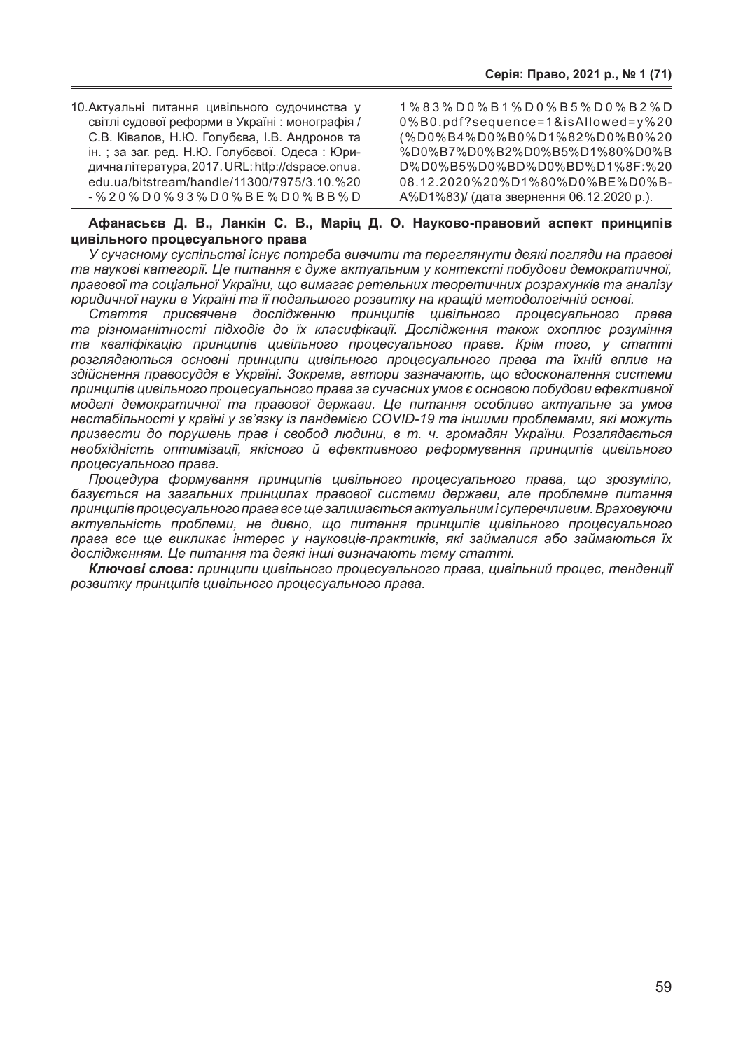10. Актуальні питання цивільного судочинства у світлі судової реформи в Україні : монографія / С.В. Ківалов, Н.Ю. Голубєва, І.В. Андронов та ін. ; за заг. ред. Н.Ю. Голубєвої. Одеса : Юридична література, 2017. URL: http://dspace.onua.edu.ua/bitstream/handle/11300/7975/3.10.%20-%20%D0%93%D0%BE%D0%BB%D1%83%D0%B1%D1%94%D0%B2%D0%B0.pdf?sequence=1&isAllowed=y%20(%D0%B4%D0%B0%D1%82%D0%B0%20%D0%B7%D0%B2%D0%B5%D1%80%D0%BD%D0%B5%D0%BD%D0%BD%D1%8F:%2008.12.2020%20%D1%80%D0%BE%D0%BA%D1%83)/ (дата звернення 06.12.2020 р.).

**Афанасьєв Д. В., Ланкін С. В., Маріц Д. О. Науково-правовий аспект принципів цивільного процесуального права**

*У сучасному суспільстві існує потреба вивчити та переглянути деякі погляди на правові та наукові категорії. Це питання є дуже актуальним у контексті побудови демократичної, правової та соціальної України, що вимагає ретельних теоретичних розрахунків та аналізу юридичної науки в Україні та її подальшого розвитку на кращій методологічній основі.*

*Стаття присвячена дослідженню принципів цивільного процесуального права та різноманітності підходів до їх класифікації. Дослідження також охоплює розуміння та кваліфікацію принципів цивільного процесуального права. Крім того, у статті розглядаються основні принципи цивільного процесуального права та їхній вплив на здійснення правосуддя в Україні. Зокрема, автори зазначають, що вдосконалення системи принципів цивільного процесуального права за сучасних умов є основою побудови ефективної моделі демократичної та правової держави. Це питання особливо актуальне за умов нестабільності у країні у зв'язку із пандемією COVID-19 та іншими проблемами, які можуть призвести до порушень прав і свобод людини, в т. ч. громадян України. Розглядається необхідність оптимізації, якісного й ефективного реформування принципів цивільного процесуального права.*

*Процедура формування принципів цивільного процесуального права, що зрозуміло, базується на загальних принципах правової системи держави, але проблемне питання принципів процесуального права все ще залишається актуальним і суперечливим. Враховуючи актуальність проблеми, не дивно, що питання принципів цивільного процесуального права все ще викликає інтерес у науковців-практиків, які займалися або займаються їх дослідженням. Це питання та деякі інші визначають тему статті.*

***Ключові слова:*** *принципи цивільного процесуального права, цивільний процес, тенденції розвитку принципів цивільного процесуального права.*